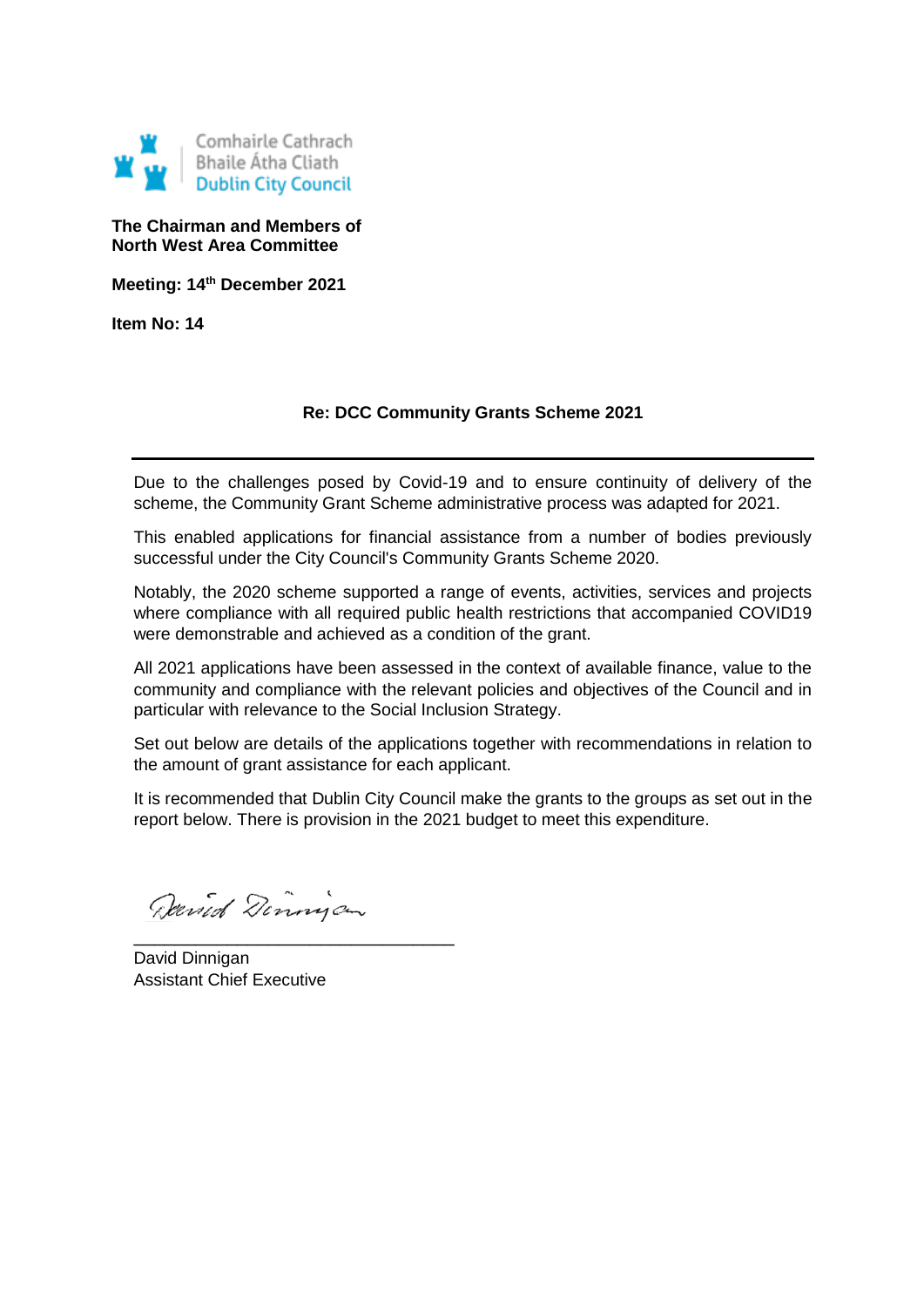Comhairle Cathrach
Bhaile Átha Cliath
Dublin City Council

**The Chairman and Members of**
**North West Area Committee**

**Meeting: 14th December 2021**

**Item No: 14**

**Re: DCC Community Grants Scheme 2021**

---

Due to the challenges posed by Covid-19 and to ensure continuity of delivery of the scheme, the Community Grant Scheme administrative process was adapted for 2021.

This enabled applications for financial assistance from a number of bodies previously successful under the City Council's Community Grants Scheme 2020.

Notably, the 2020 scheme supported a range of events, activities, services and projects where compliance with all required public health restrictions that accompanied COVID19 were demonstrable and achieved as a condition of the grant.

All 2021 applications have been assessed in the context of available finance, value to the community and compliance with the relevant policies and objectives of the Council and in particular with relevance to the Social Inclusion Strategy.

Set out below are details of the applications together with recommendations in relation to the amount of grant assistance for each applicant.

It is recommended that Dublin City Council make the grants to the groups as set out in the report below. There is provision in the 2021 budget to meet this expenditure.

David Dinnigan
Assistant Chief Executive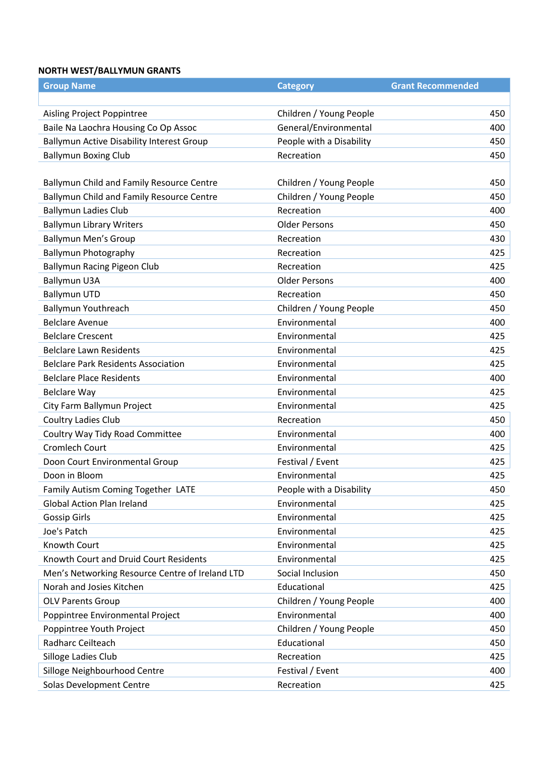**NORTH WEST/BALLYMUN GRANTS**

| Group Name | Category | Grant Recommended |
|---|---|---|
| Aisling Project Poppintree | Children / Young People | 450 |
| Baile Na Laochra Housing Co Op Assoc | General/Environmental | 400 |
| Ballymun Active Disability Interest Group | People with a Disability | 450 |
| Ballymun Boxing Club | Recreation | 450 |
| Ballymun Child and Family Resource Centre | Children / Young People | 450 |
| Ballymun Child and Family Resource Centre | Children / Young People | 450 |
| Ballymun Ladies Club | Recreation | 400 |
| Ballymun Library Writers | Older Persons | 450 |
| Ballymun Men's Group | Recreation | 430 |
| Ballymun Photography | Recreation | 425 |
| Ballymun Racing Pigeon Club | Recreation | 425 |
| Ballymun U3A | Older Persons | 400 |
| Ballymun UTD | Recreation | 450 |
| Ballymun Youthreach | Children / Young People | 450 |
| Belclare Avenue | Environmental | 400 |
| Belclare Crescent | Environmental | 425 |
| Belclare Lawn Residents | Environmental | 425 |
| Belclare Park Residents Association | Environmental | 425 |
| Belclare Place Residents | Environmental | 400 |
| Belclare Way | Environmental | 425 |
| City Farm Ballymun Project | Environmental | 425 |
| Coultry Ladies Club | Recreation | 450 |
| Coultry Way Tidy Road Committee | Environmental | 400 |
| Cromlech Court | Environmental | 425 |
| Doon Court Environmental Group | Festival / Event | 425 |
| Doon in Bloom | Environmental | 425 |
| Family Autism Coming Together LATE | People with a Disability | 450 |
| Global Action Plan Ireland | Environmental | 425 |
| Gossip Girls | Environmental | 425 |
| Joe's Patch | Environmental | 425 |
| Knowth Court | Environmental | 425 |
| Knowth Court and Druid Court Residents | Environmental | 425 |
| Men's Networking Resource Centre of Ireland LTD | Social Inclusion | 450 |
| Norah and Josies Kitchen | Educational | 425 |
| OLV Parents Group | Children / Young People | 400 |
| Poppintree Environmental Project | Environmental | 400 |
| Poppintree Youth Project | Children / Young People | 450 |
| Radharc Ceilteach | Educational | 450 |
| Silloge Ladies Club | Recreation | 425 |
| Silloge Neighbourhood Centre | Festival / Event | 400 |
| Solas Development Centre | Recreation | 425 |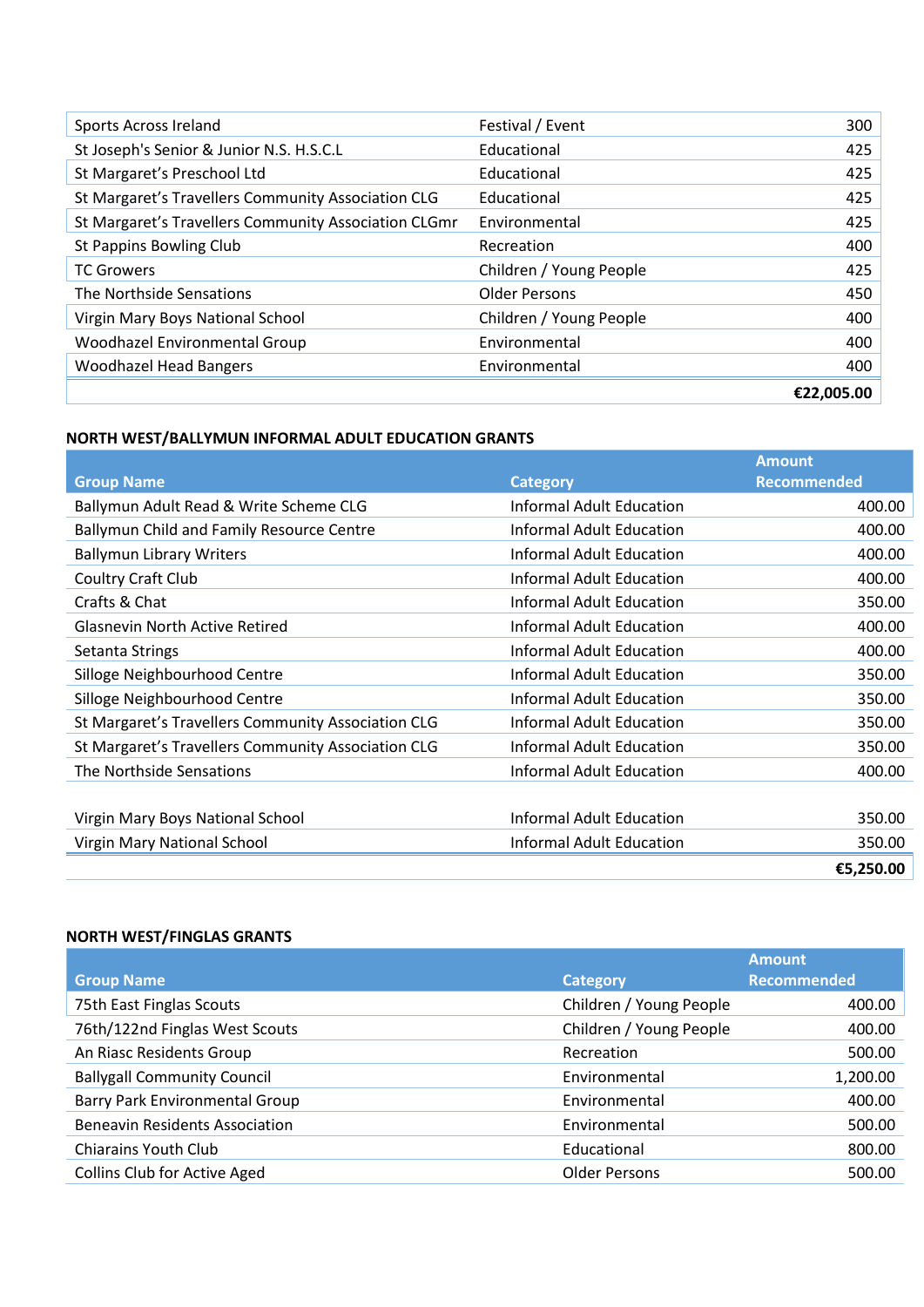| | | |
|---|---|---|
| Sports Across Ireland | Festival / Event | 300 |
| St Joseph's Senior & Junior N.S. H.S.C.L | Educational | 425 |
| St Margaret's Preschool Ltd | Educational | 425 |
| St Margaret's Travellers Community Association CLG | Educational | 425 |
| St Margaret's Travellers Community Association CLGmr | Environmental | 425 |
| St Pappins Bowling Club | Recreation | 400 |
| TC Growers | Children / Young People | 425 |
| The Northside Sensations | Older Persons | 450 |
| Virgin Mary Boys National School | Children / Young People | 400 |
| Woodhazel Environmental Group | Environmental | 400 |
| Woodhazel Head Bangers | Environmental | 400 |
| | | **€22,005.00** |

## NORTH WEST/BALLYMUN INFORMAL ADULT EDUCATION GRANTS

| Group Name | Category | Amount Recommended |
|---|---|---|
| Ballymun Adult Read & Write Scheme CLG | Informal Adult Education | 400.00 |
| Ballymun Child and Family Resource Centre | Informal Adult Education | 400.00 |
| Ballymun Library Writers | Informal Adult Education | 400.00 |
| Coultry Craft Club | Informal Adult Education | 400.00 |
| Crafts & Chat | Informal Adult Education | 350.00 |
| Glasnevin North Active Retired | Informal Adult Education | 400.00 |
| Setanta Strings | Informal Adult Education | 400.00 |
| Silloge Neighbourhood Centre | Informal Adult Education | 350.00 |
| Silloge Neighbourhood Centre | Informal Adult Education | 350.00 |
| St Margaret's Travellers Community Association CLG | Informal Adult Education | 350.00 |
| St Margaret's Travellers Community Association CLG | Informal Adult Education | 350.00 |
| The Northside Sensations | Informal Adult Education | 400.00 |
| Virgin Mary Boys National School | Informal Adult Education | 350.00 |
| Virgin Mary National School | Informal Adult Education | 350.00 |
| | | **€5,250.00** |

## NORTH WEST/FINGLAS GRANTS

| Group Name | Category | Amount Recommended |
|---|---|---|
| 75th East Finglas Scouts | Children / Young People | 400.00 |
| 76th/122nd Finglas West Scouts | Children / Young People | 400.00 |
| An Riasc Residents Group | Recreation | 500.00 |
| Ballygall Community Council | Environmental | 1,200.00 |
| Barry Park Environmental Group | Environmental | 400.00 |
| Beneavin Residents Association | Environmental | 500.00 |
| Chiarains Youth Club | Educational | 800.00 |
| Collins Club for Active Aged | Older Persons | 500.00 |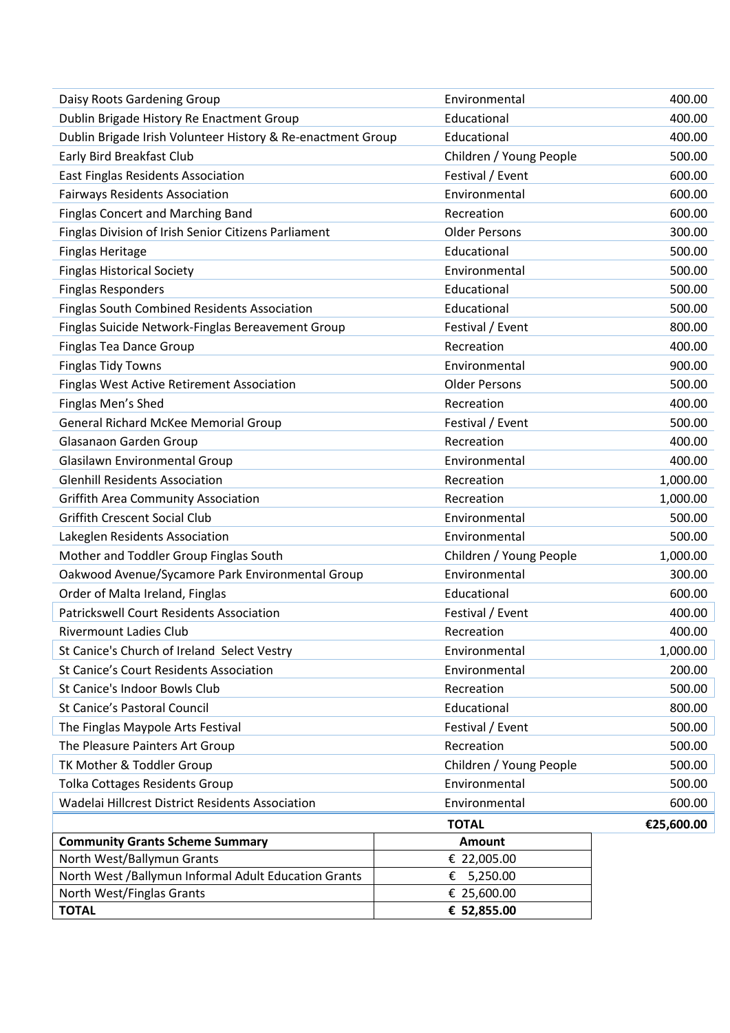| | | |
|---|---|---|
| Daisy Roots Gardening Group | Environmental | 400.00 |
| Dublin Brigade History Re Enactment Group | Educational | 400.00 |
| Dublin Brigade Irish Volunteer History & Re-enactment Group | Educational | 400.00 |
| Early Bird Breakfast Club | Children / Young People | 500.00 |
| East Finglas Residents Association | Festival / Event | 600.00 |
| Fairways Residents Association | Environmental | 600.00 |
| Finglas Concert and Marching Band | Recreation | 600.00 |
| Finglas Division of Irish Senior Citizens Parliament | Older Persons | 300.00 |
| Finglas Heritage | Educational | 500.00 |
| Finglas Historical Society | Environmental | 500.00 |
| Finglas Responders | Educational | 500.00 |
| Finglas South Combined Residents Association | Educational | 500.00 |
| Finglas Suicide Network-Finglas Bereavement Group | Festival / Event | 800.00 |
| Finglas Tea Dance Group | Recreation | 400.00 |
| Finglas Tidy Towns | Environmental | 900.00 |
| Finglas West Active Retirement Association | Older Persons | 500.00 |
| Finglas Men's Shed | Recreation | 400.00 |
| General Richard McKee Memorial Group | Festival / Event | 500.00 |
| Glasanaon Garden Group | Recreation | 400.00 |
| Glasilawn Environmental Group | Environmental | 400.00 |
| Glenhill Residents Association | Recreation | 1,000.00 |
| Griffith Area Community Association | Recreation | 1,000.00 |
| Griffith Crescent Social Club | Environmental | 500.00 |
| Lakeglen Residents Association | Environmental | 500.00 |
| Mother and Toddler Group Finglas South | Children / Young People | 1,000.00 |
| Oakwood Avenue/Sycamore Park Environmental Group | Environmental | 300.00 |
| Order of Malta Ireland, Finglas | Educational | 600.00 |
| Patrickswell Court Residents Association | Festival / Event | 400.00 |
| Rivermount Ladies Club | Recreation | 400.00 |
| St Canice's Church of Ireland Select Vestry | Environmental | 1,000.00 |
| St Canice's Court Residents Association | Environmental | 200.00 |
| St Canice's Indoor Bowls Club | Recreation | 500.00 |
| St Canice's Pastoral Council | Educational | 800.00 |
| The Finglas Maypole Arts Festival | Festival / Event | 500.00 |
| The Pleasure Painters Art Group | Recreation | 500.00 |
| TK Mother & Toddler Group | Children / Young People | 500.00 |
| Tolka Cottages Residents Group | Environmental | 500.00 |
| Wadelai Hillcrest District Residents Association | Environmental | 600.00 |
| | **TOTAL** | **€25,600.00** |

| **Community Grants Scheme Summary** | **Amount** |
|---|---|
| North West/Ballymun Grants | € 22,005.00 |
| North West /Ballymun Informal Adult Education Grants | € 5,250.00 |
| North West/Finglas Grants | € 25,600.00 |
| **TOTAL** | **€ 52,855.00** |